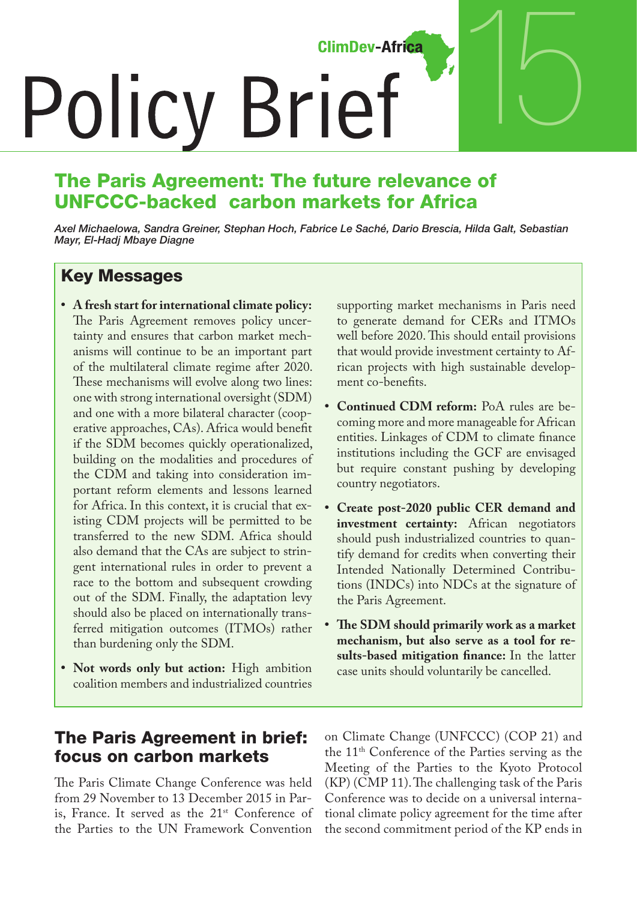ClimDev-Africa

# Policy Brief 15

## The Paris Agreement: The future relevance of UNFCCC-backed carbon markets for Africa

*Axel Michaelowa, Sandra Greiner, Stephan Hoch, Fabrice Le Saché, Dario Brescia, Hilda Galt, Sebastian Mayr, El-Hadj Mbaye Diagne*

### Key Messages

- **A fresh start for international climate policy:** The Paris Agreement removes policy uncertainty and ensures that carbon market mechanisms will continue to be an important part of the multilateral climate regime after 2020. These mechanisms will evolve along two lines: one with strong international oversight (SDM) and one with a more bilateral character (cooperative approaches, CAs). Africa would benefit if the SDM becomes quickly operationalized, building on the modalities and procedures of the CDM and taking into consideration important reform elements and lessons learned for Africa. In this context, it is crucial that existing CDM projects will be permitted to be transferred to the new SDM. Africa should also demand that the CAs are subject to stringent international rules in order to prevent a race to the bottom and subsequent crowding out of the SDM. Finally, the adaptation levy should also be placed on internationally transferred mitigation outcomes (ITMOs) rather than burdening only the SDM.
- **Not words only but action:** High ambition coalition members and industrialized countries supporting market mechanisms in Paris need to generate demand for CERs and ITMOs well before 2020. This should entail provisions that would provide investment certainty to African projects with high sustainable development co-benefits.
- **Continued CDM reform:** PoA rules are becoming more and more manageable for African entities. Linkages of CDM to climate finance institutions including the GCF are envisaged but require constant pushing by developing country negotiators.
- **Create post-2020 public CER demand and investment certainty:** African negotiators should push industrialized countries to quantify demand for credits when converting their Intended Nationally Determined Contributions (INDCs) into NDCs at the signature of the Paris Agreement.
- **The SDM should primarily work as a market mechanism, but also serve as a tool for results-based mitigation finance:** In the latter case units should voluntarily be cancelled.

## The Paris Agreement in brief: focus on carbon markets

The Paris Climate Change Conference was held from 29 November to 13 December 2015 in Paris, France. It served as the 21st Conference of the Parties to the UN Framework Convention on Climate Change (UNFCCC) (COP 21) and the 11th Conference of the Parties serving as the Meeting of the Parties to the Kyoto Protocol (KP) (CMP 11). The challenging task of the Paris Conference was to decide on a universal international climate policy agreement for the time after the second commitment period of the KP ends in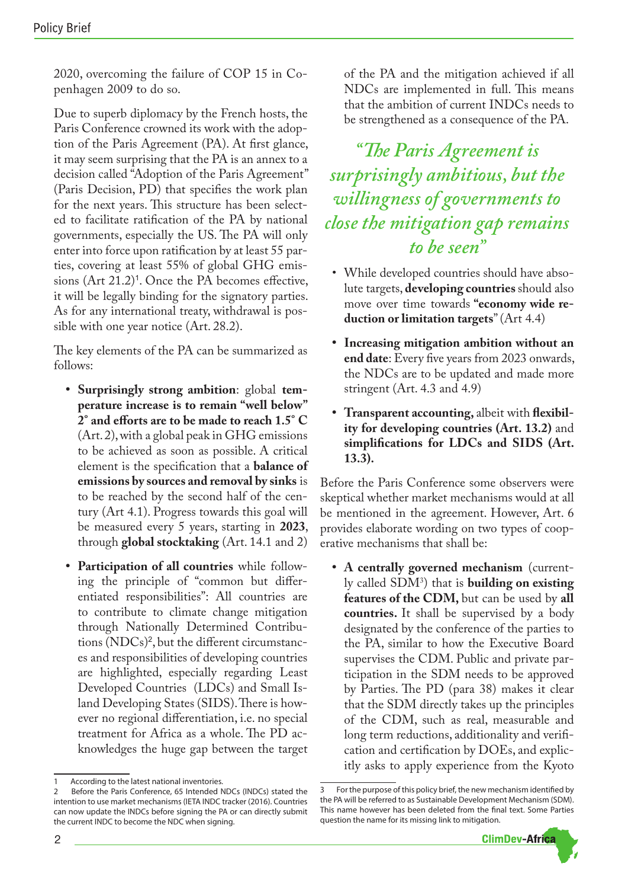2020, overcoming the failure of COP 15 in Copenhagen 2009 to do so.

Due to superb diplomacy by the French hosts, the Paris Conference crowned its work with the adoption of the Paris Agreement (PA). At first glance, it may seem surprising that the PA is an annex to a decision called "Adoption of the Paris Agreement" (Paris Decision, PD) that specifies the work plan for the next years. This structure has been selected to facilitate ratification of the PA by national governments, especially the US. The PA will only enter into force upon ratification by at least 55 parties, covering at least 55% of global GHG emissions (Art 21.2)[1]. Once the PA becomes effective, it will be legally binding for the signatory parties. As for any international treaty, withdrawal is possible with one year notice (Art. 28.2).

The key elements of the PA can be summarized as follows:

- **Surprisingly strong ambition**: global **temperature increase is to remain "well below" 2° and efforts are to be made to reach 1.5° C** (Art. 2), with a global peak in GHG emissions to be achieved as soon as possible. A critical element is the specification that a **balance of emissions by sources and removal by sinks** is to be reached by the second half of the century (Art 4.1). Progress towards this goal will be measured every 5 years, starting in **2023**, through **global stocktaking** (Art. 14.1 and 2)
- **Participation of all countries** while following the principle of "common but differentiated responsibilities": All countries are to contribute to climate change mitigation through Nationally Determined Contributions (NDCs)[2], but the different circumstances and responsibilities of developing countries are highlighted, especially regarding Least Developed Countries (LDCs) and Small Island Developing States (SIDS). There is however no regional differentiation, i.e. no special treatment for Africa as a whole. The PD acknowledges the huge gap between the target of the PA and the mitigation achieved if all NDCs are implemented in full. This means that the ambition of current INDCs needs to be strengthened as a consequence of the PA.

*"The Paris Agreement is surprisingly ambitious, but the willingness of governments to close the mitigation gap remains to be seen"*

- While developed countries should have absolute targets, **developing countries** should also move over time towards **"economy wide reduction or limitation targets**" (Art 4.4)
- **Increasing mitigation ambition without an end date**: Every five years from 2023 onwards, the NDCs are to be updated and made more stringent (Art. 4.3 and 4.9)
- **Transparent accounting,** albeit with **flexibility for developing countries (Art. 13.2)** and **simplifications for LDCs and SIDS (Art. 13.3).**

Before the Paris Conference some observers were skeptical whether market mechanisms would at all be mentioned in the agreement. However, Art. 6 provides elaborate wording on two types of cooperative mechanisms that shall be:

- **A centrally governed mechanism** (currently called SDM[3]) that is **building on existing features of the CDM,** but can be used by **all countries.** It shall be supervised by a body designated by the conference of the parties to the PA, similar to how the Executive Board supervises the CDM. Public and private participation in the SDM needs to be approved by Parties. The PD (para 38) makes it clear that the SDM directly takes up the principles of the CDM, such as real, measurable and long term reductions, additionality and verification and certification by DOEs, and explicitly asks to apply experience from the Kyoto

---

1 According to the latest national inventories.

2 Before the Paris Conference, 65 Intended NDCs (INDCs) stated the intention to use market mechanisms (IETA INDC tracker (2016). Countries can now update the INDCs before signing the PA or can directly submit the current INDC to become the NDC when signing.

3 For the purpose of this policy brief, the new mechanism identified by the PA will be referred to as Sustainable Development Mechanism (SDM). This name however has been deleted from the final text. Some Parties question the name for its missing link to mitigation.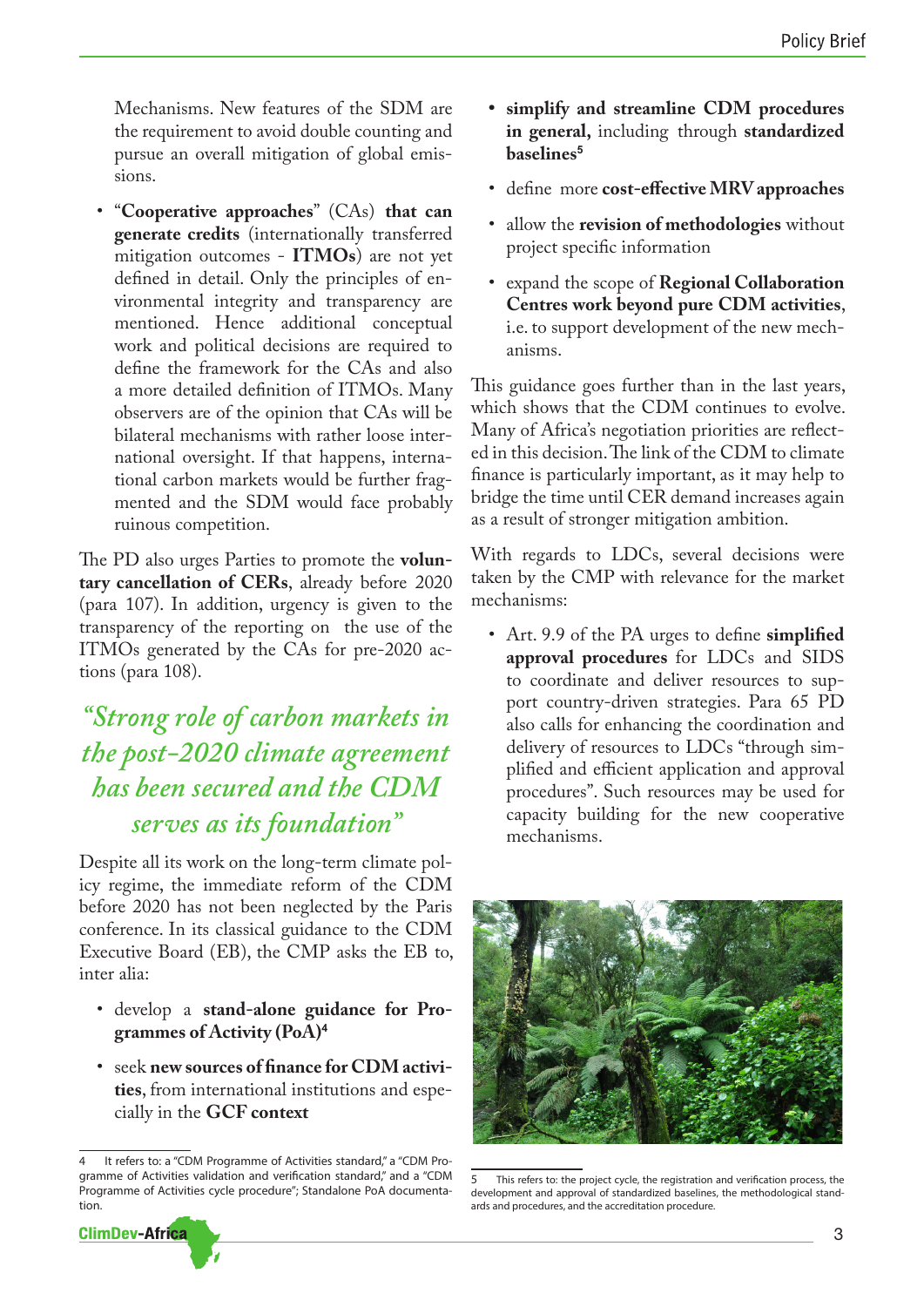Mechanisms. New features of the SDM are the requirement to avoid double counting and pursue an overall mitigation of global emissions.

- "**Cooperative approaches**" (CAs) **that can generate credits** (internationally transferred mitigation outcomes - **ITMOs**) are not yet defined in detail. Only the principles of environmental integrity and transparency are mentioned. Hence additional conceptual work and political decisions are required to define the framework for the CAs and also a more detailed definition of ITMOs. Many observers are of the opinion that CAs will be bilateral mechanisms with rather loose international oversight. If that happens, international carbon markets would be further fragmented and the SDM would face probably ruinous competition.

The PD also urges Parties to promote the **voluntary cancellation of CERs**, already before 2020 (para 107). In addition, urgency is given to the transparency of the reporting on the use of the ITMOs generated by the CAs for pre-2020 actions (para 108).

> *"Strong role of carbon markets in the post-2020 climate agreement has been secured and the CDM serves as its foundation"*

Despite all its work on the long-term climate policy regime, the immediate reform of the CDM before 2020 has not been neglected by the Paris conference. In its classical guidance to the CDM Executive Board (EB), the CMP asks the EB to, inter alia:

- develop a **stand-alone guidance for Programmes of Activity (PoA)**[4]
- seek **new sources of finance for CDM activities**, from international institutions and especially in the **GCF context**
- **simplify and streamline CDM procedures in general,** including through **standardized baselines**[5]
- define more **cost-effective MRV approaches**
- allow the **revision of methodologies** without project specific information
- expand the scope of **Regional Collaboration Centres work beyond pure CDM activities**, i.e. to support development of the new mechanisms.

This guidance goes further than in the last years, which shows that the CDM continues to evolve. Many of Africa's negotiation priorities are reflected in this decision. The link of the CDM to climate finance is particularly important, as it may help to bridge the time until CER demand increases again as a result of stronger mitigation ambition.

With regards to LDCs, several decisions were taken by the CMP with relevance for the market mechanisms:

- Art. 9.9 of the PA urges to define **simplified approval procedures** for LDCs and SIDS to coordinate and deliver resources to support country-driven strategies. Para 65 PD also calls for enhancing the coordination and delivery of resources to LDCs "through simplified and efficient application and approval procedures". Such resources may be used for capacity building for the new cooperative mechanisms.

---

4 It refers to: a "CDM Programme of Activities standard," a "CDM Programme of Activities validation and verification standard," and a "CDM Programme of Activities cycle procedure"; Standalone PoA documentation.

5 This refers to: the project cycle, the registration and verification process, the development and approval of standardized baselines, the methodological standards and procedures, and the accreditation procedure.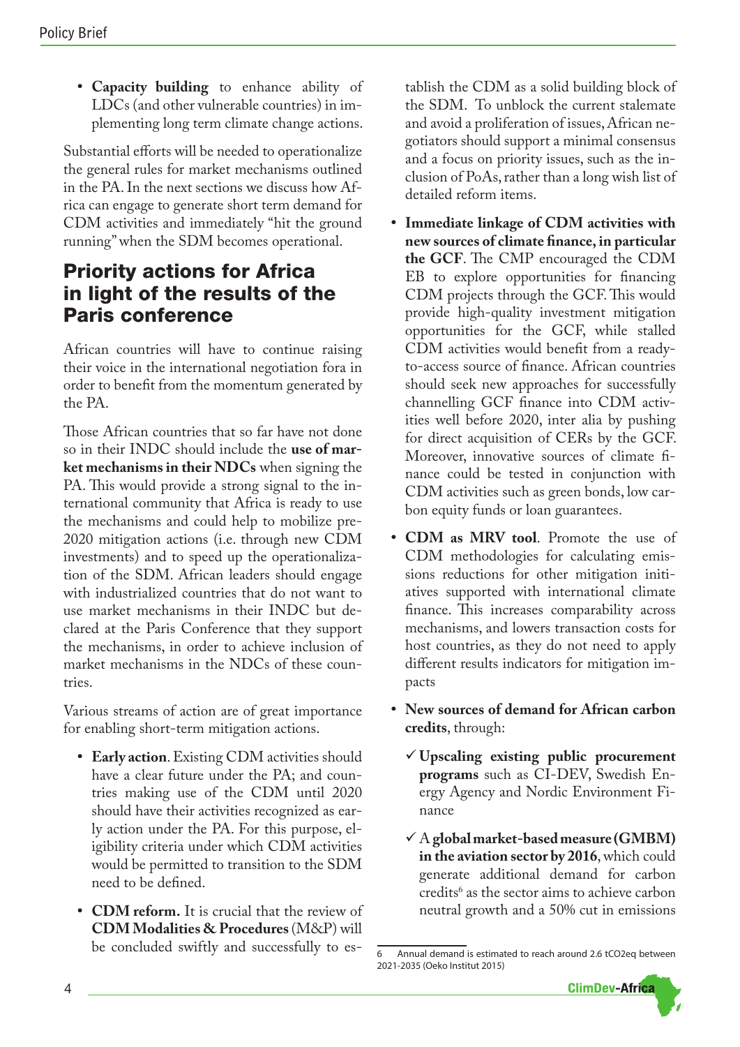- **Capacity building** to enhance ability of LDCs (and other vulnerable countries) in implementing long term climate change actions.

Substantial efforts will be needed to operationalize the general rules for market mechanisms outlined in the PA. In the next sections we discuss how Africa can engage to generate short term demand for CDM activities and immediately "hit the ground running" when the SDM becomes operational.

## Priority actions for Africa in light of the results of the Paris conference

African countries will have to continue raising their voice in the international negotiation fora in order to benefit from the momentum generated by the PA.

Those African countries that so far have not done so in their INDC should include the **use of market mechanisms in their NDCs** when signing the PA. This would provide a strong signal to the international community that Africa is ready to use the mechanisms and could help to mobilize pre-2020 mitigation actions (i.e. through new CDM investments) and to speed up the operationalization of the SDM. African leaders should engage with industrialized countries that do not want to use market mechanisms in their INDC but declared at the Paris Conference that they support the mechanisms, in order to achieve inclusion of market mechanisms in the NDCs of these countries.

Various streams of action are of great importance for enabling short-term mitigation actions.

- **Early action**. Existing CDM activities should have a clear future under the PA; and countries making use of the CDM until 2020 should have their activities recognized as early action under the PA. For this purpose, eligibility criteria under which CDM activities would be permitted to transition to the SDM need to be defined.
- **CDM reform.** It is crucial that the review of **CDM Modalities & Procedures** (M&P) will be concluded swiftly and successfully to establish the CDM as a solid building block of the SDM. To unblock the current stalemate and avoid a proliferation of issues, African negotiators should support a minimal consensus and a focus on priority issues, such as the inclusion of PoAs, rather than a long wish list of detailed reform items.
- **Immediate linkage of CDM activities with new sources of climate finance, in particular the GCF**. The CMP encouraged the CDM EB to explore opportunities for financing CDM projects through the GCF. This would provide high-quality investment mitigation opportunities for the GCF, while stalled CDM activities would benefit from a ready-to-access source of finance. African countries should seek new approaches for successfully channelling GCF finance into CDM activities well before 2020, inter alia by pushing for direct acquisition of CERs by the GCF. Moreover, innovative sources of climate finance could be tested in conjunction with CDM activities such as green bonds, low carbon equity funds or loan guarantees.
- **CDM as MRV tool**. Promote the use of CDM methodologies for calculating emissions reductions for other mitigation initiatives supported with international climate finance. This increases comparability across mechanisms, and lowers transaction costs for host countries, as they do not need to apply different results indicators for mitigation impacts
- **New sources of demand for African carbon credits**, through:
  - ✓ **Upscaling existing public procurement programs** such as CI-DEV, Swedish Energy Agency and Nordic Environment Finance
  - ✓ A **global market-based measure (GMBM) in the aviation sector by 2016**, which could generate additional demand for carbon credits[6] as the sector aims to achieve carbon neutral growth and a 50% cut in emissions

[6] Annual demand is estimated to reach around 2.6 tCO2eq between 2021-2035 (Oeko Institut 2015)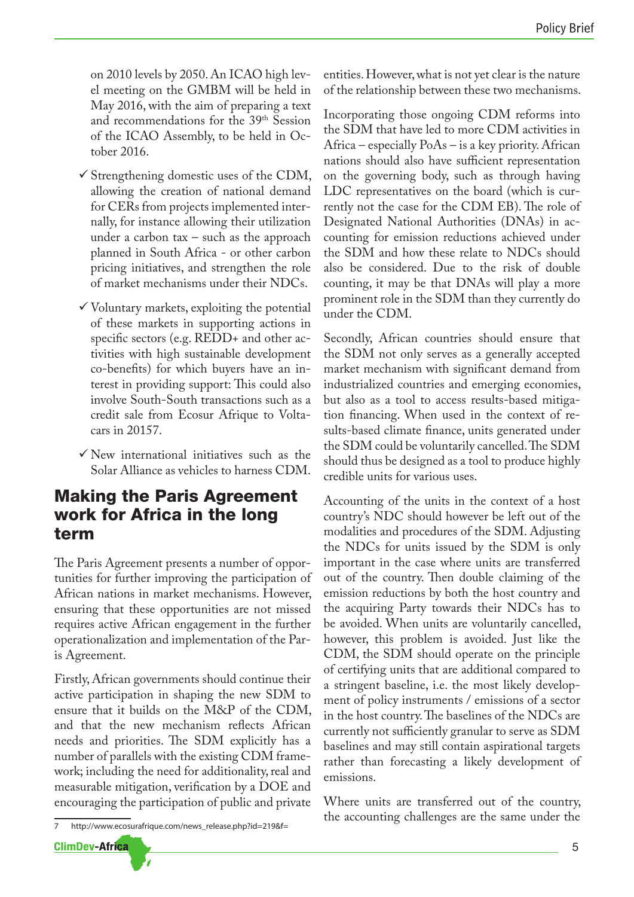on 2010 levels by 2050. An ICAO high level meeting on the GMBM will be held in May 2016, with the aim of preparing a text and recommendations for the 39th Session of the ICAO Assembly, to be held in October 2016.

- ✓ Strengthening domestic uses of the CDM, allowing the creation of national demand for CERs from projects implemented internally, for instance allowing their utilization under a carbon tax – such as the approach planned in South Africa - or other carbon pricing initiatives, and strengthen the role of market mechanisms under their NDCs.
- ✓ Voluntary markets, exploiting the potential of these markets in supporting actions in specific sectors (e.g. REDD+ and other activities with high sustainable development co-benefits) for which buyers have an interest in providing support: This could also involve South-South transactions such as a credit sale from Ecosur Afrique to Voltacars in 2015[7].
- ✓ New international initiatives such as the Solar Alliance as vehicles to harness CDM.

## Making the Paris Agreement work for Africa in the long term

The Paris Agreement presents a number of opportunities for further improving the participation of African nations in market mechanisms. However, ensuring that these opportunities are not missed requires active African engagement in the further operationalization and implementation of the Paris Agreement.

Firstly, African governments should continue their active participation in shaping the new SDM to ensure that it builds on the M&P of the CDM, and that the new mechanism reflects African needs and priorities. The SDM explicitly has a number of parallels with the existing CDM framework; including the need for additionality, real and measurable mitigation, verification by a DOE and encouraging the participation of public and private entities. However, what is not yet clear is the nature of the relationship between these two mechanisms.

Incorporating those ongoing CDM reforms into the SDM that have led to more CDM activities in Africa – especially PoAs – is a key priority. African nations should also have sufficient representation on the governing body, such as through having LDC representatives on the board (which is currently not the case for the CDM EB). The role of Designated National Authorities (DNAs) in accounting for emission reductions achieved under the SDM and how these relate to NDCs should also be considered. Due to the risk of double counting, it may be that DNAs will play a more prominent role in the SDM than they currently do under the CDM.

Secondly, African countries should ensure that the SDM not only serves as a generally accepted market mechanism with significant demand from industrialized countries and emerging economies, but also as a tool to access results-based mitigation financing. When used in the context of results-based climate finance, units generated under the SDM could be voluntarily cancelled. The SDM should thus be designed as a tool to produce highly credible units for various uses.

Accounting of the units in the context of a host country's NDC should however be left out of the modalities and procedures of the SDM. Adjusting the NDCs for units issued by the SDM is only important in the case where units are transferred out of the country. Then double claiming of the emission reductions by both the host country and the acquiring Party towards their NDCs has to be avoided. When units are voluntarily cancelled, however, this problem is avoided. Just like the CDM, the SDM should operate on the principle of certifying units that are additional compared to a stringent baseline, i.e. the most likely development of policy instruments / emissions of a sector in the host country. The baselines of the NDCs are currently not sufficiently granular to serve as SDM baselines and may still contain aspirational targets rather than forecasting a likely development of emissions.

Where units are transferred out of the country, the accounting challenges are the same under the

[7] http://www.ecosurafrique.com/news_release.php?id=219&f=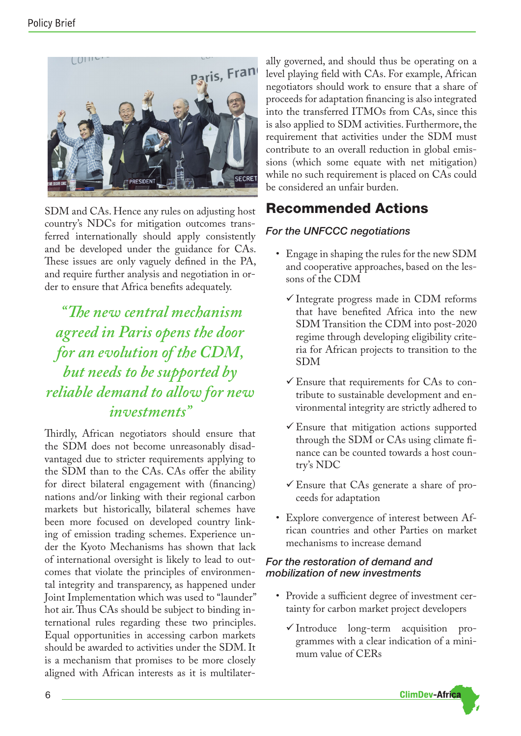SDM and CAs. Hence any rules on adjusting host country's NDCs for mitigation outcomes transferred internationally should apply consistently and be developed under the guidance for CAs. These issues are only vaguely defined in the PA, and require further analysis and negotiation in order to ensure that Africa benefits adequately.

> *"The new central mechanism agreed in Paris opens the door for an evolution of the CDM, but needs to be supported by reliable demand to allow for new investments"*

Thirdly, African negotiators should ensure that the SDM does not become unreasonably disadvantaged due to stricter requirements applying to the SDM than to the CAs. CAs offer the ability for direct bilateral engagement with (financing) nations and/or linking with their regional carbon markets but historically, bilateral schemes have been more focused on developed country linking of emission trading schemes. Experience under the Kyoto Mechanisms has shown that lack of international oversight is likely to lead to outcomes that violate the principles of environmental integrity and transparency, as happened under Joint Implementation which was used to "launder" hot air. Thus CAs should be subject to binding international rules regarding these two principles. Equal opportunities in accessing carbon markets should be awarded to activities under the SDM. It is a mechanism that promises to be more closely aligned with African interests as it is multilaterally governed, and should thus be operating on a level playing field with CAs. For example, African negotiators should work to ensure that a share of proceeds for adaptation financing is also integrated into the transferred ITMOs from CAs, since this is also applied to SDM activities. Furthermore, the requirement that activities under the SDM must contribute to an overall reduction in global emissions (which some equate with net mitigation) while no such requirement is placed on CAs could be considered an unfair burden.

## Recommended Actions

### *For the UNFCCC negotiations*

- Engage in shaping the rules for the new SDM and cooperative approaches, based on the lessons of the CDM
  - ✓ Integrate progress made in CDM reforms that have benefited Africa into the new SDM Transition the CDM into post-2020 regime through developing eligibility criteria for African projects to transition to the SDM
  - ✓ Ensure that requirements for CAs to contribute to sustainable development and environmental integrity are strictly adhered to
  - ✓ Ensure that mitigation actions supported through the SDM or CAs using climate finance can be counted towards a host country's NDC
  - ✓ Ensure that CAs generate a share of proceeds for adaptation
- Explore convergence of interest between African countries and other Parties on market mechanisms to increase demand

### *For the restoration of demand and mobilization of new investments*

- Provide a sufficient degree of investment certainty for carbon market project developers
  - ✓ Introduce long-term acquisition programmes with a clear indication of a minimum value of CERs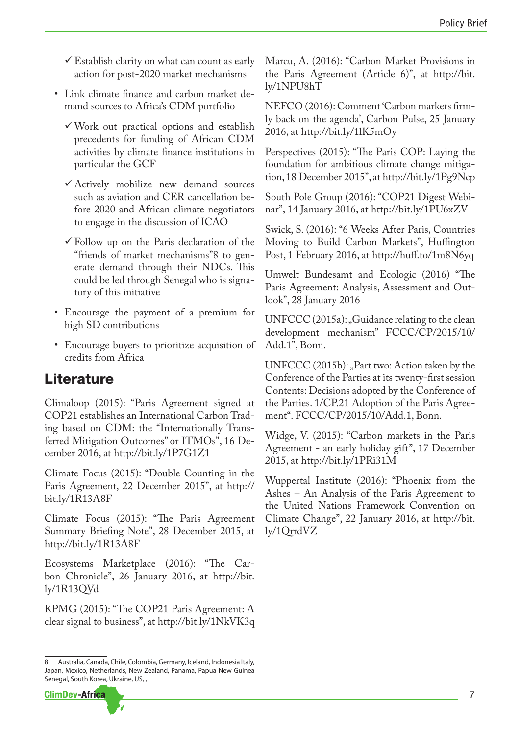- ✓ Establish clarity on what can count as early action for post-2020 market mechanisms
- Link climate finance and carbon market demand sources to Africa's CDM portfolio
  - ✓ Work out practical options and establish precedents for funding of African CDM activities by climate finance institutions in particular the GCF
  - ✓ Actively mobilize new demand sources such as aviation and CER cancellation before 2020 and African climate negotiators to engage in the discussion of ICAO
  - ✓ Follow up on the Paris declaration of the "friends of market mechanisms"[8] to generate demand through their NDCs. This could be led through Senegal who is signatory of this initiative
- Encourage the payment of a premium for high SD contributions
- Encourage buyers to prioritize acquisition of credits from Africa

## Literature

Climaloop (2015): "Paris Agreement signed at COP21 establishes an International Carbon Trading based on CDM: the "Internationally Transferred Mitigation Outcomes" or ITMOs", 16 December 2016, at http://bit.ly/1P7G1Z1

Climate Focus (2015): "Double Counting in the Paris Agreement, 22 December 2015", at http://bit.ly/1R13A8F

Climate Focus (2015): "The Paris Agreement Summary Briefing Note", 28 December 2015, at http://bit.ly/1R13A8F

Ecosystems Marketplace (2016): "The Carbon Chronicle", 26 January 2016, at http://bit.ly/1R13QVd

KPMG (2015): "The COP21 Paris Agreement: A clear signal to business", at http://bit.ly/1NkVK3q

Marcu, A. (2016): "Carbon Market Provisions in the Paris Agreement (Article 6)", at http://bit.ly/1NPU8hT

NEFCO (2016): Comment 'Carbon markets firmly back on the agenda', Carbon Pulse, 25 January 2016, at http://bit.ly/1lK5mOy

Perspectives (2015): "The Paris COP: Laying the foundation for ambitious climate change mitigation, 18 December 2015", at http://bit.ly/1Pg9Ncp

South Pole Group (2016): "COP21 Digest Webinar", 14 January 2016, at http://bit.ly/1PU6xZV

Swick, S. (2016): "6 Weeks After Paris, Countries Moving to Build Carbon Markets", Huffington Post, 1 February 2016, at http://huff.to/1m8N6yq

Umwelt Bundesamt and Ecologic (2016) "The Paris Agreement: Analysis, Assessment and Outlook", 28 January 2016

UNFCCC (2015a): „Guidance relating to the clean development mechanism" FCCC/CP/2015/10/Add.1", Bonn.

UNFCCC (2015b): „Part two: Action taken by the Conference of the Parties at its twenty-first session Contents: Decisions adopted by the Conference of the Parties. 1/CP.21 Adoption of the Paris Agreement". FCCC/CP/2015/10/Add.1, Bonn.

Widge, V. (2015): "Carbon markets in the Paris Agreement - an early holiday gift", 17 December 2015, at http://bit.ly/1PRi31M

Wuppertal Institute (2016): "Phoenix from the Ashes – An Analysis of the Paris Agreement to the United Nations Framework Convention on Climate Change", 22 January 2016, at http://bit.ly/1QrrdVZ

---

[8] Australia, Canada, Chile, Colombia, Germany, Iceland, Indonesia Italy, Japan, Mexico, Netherlands, New Zealand, Panama, Papua New Guinea Senegal, South Korea, Ukraine, US, ,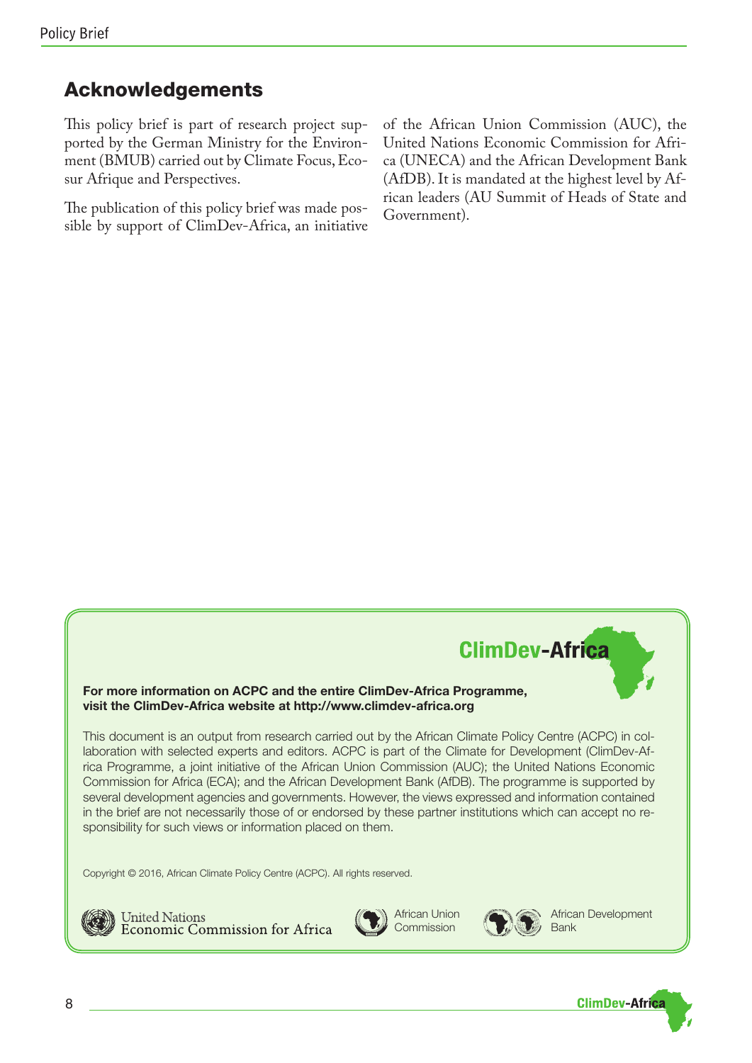## Acknowledgements

This policy brief is part of research project supported by the German Ministry for the Environment (BMUB) carried out by Climate Focus, Ecosur Afrique and Perspectives.

The publication of this policy brief was made possible by support of ClimDev-Africa, an initiative of the African Union Commission (AUC), the United Nations Economic Commission for Africa (UNECA) and the African Development Bank (AfDB). It is mandated at the highest level by African leaders (AU Summit of Heads of State and Government).

**ClimDev-Africa**

**For more information on ACPC and the entire ClimDev-Africa Programme, visit the ClimDev-Africa website at http://www.climdev-africa.org**

This document is an output from research carried out by the African Climate Policy Centre (ACPC) in collaboration with selected experts and editors. ACPC is part of the Climate for Development (ClimDev-Africa Programme, a joint initiative of the African Union Commission (AUC); the United Nations Economic Commission for Africa (ECA); and the African Development Bank (AfDB). The programme is supported by several development agencies and governments. However, the views expressed and information contained in the brief are not necessarily those of or endorsed by these partner institutions which can accept no responsibility for such views or information placed on them.

Copyright © 2016, African Climate Policy Centre (ACPC). All rights reserved.

United Nations Economic Commission for Africa

African Union Commission

African Development Bank